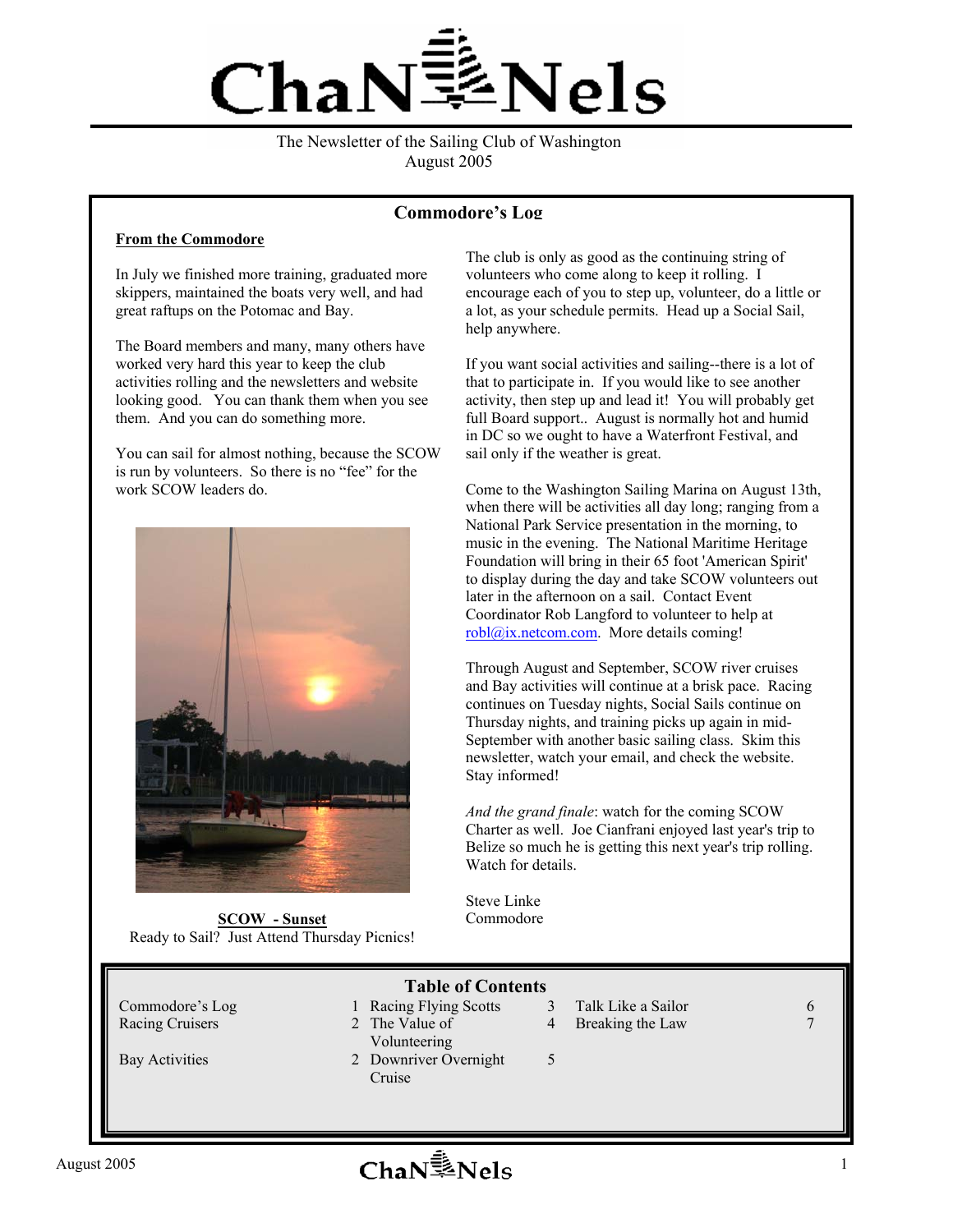# ChaNNels

The Newsletter of the Sailing Club of Washington
August 2005

## Commodore's Log

**From the Commodore**

In July we finished more training, graduated more skippers, maintained the boats very well, and had great raftups on the Potomac and Bay.

The Board members and many, many others have worked very hard this year to keep the club activities rolling and the newsletters and website looking good. You can thank them when you see them. And you can do something more.

You can sail for almost nothing, because the SCOW is run by volunteers. So there is no "fee" for the work SCOW leaders do.

**SCOW - Sunset**
Ready to Sail? Just Attend Thursday Picnics!

The club is only as good as the continuing string of volunteers who come along to keep it rolling. I encourage each of you to step up, volunteer, do a little or a lot, as your schedule permits. Head up a Social Sail, help anywhere.

If you want social activities and sailing--there is a lot of that to participate in. If you would like to see another activity, then step up and lead it! You will probably get full Board support.. August is normally hot and humid in DC so we ought to have a Waterfront Festival, and sail only if the weather is great.

Come to the Washington Sailing Marina on August 13th, when there will be activities all day long; ranging from a National Park Service presentation in the morning, to music in the evening. The National Maritime Heritage Foundation will bring in their 65 foot 'American Spirit' to display during the day and take SCOW volunteers out later in the afternoon on a sail. Contact Event Coordinator Rob Langford to volunteer to help at robl@ix.netcom.com. More details coming!

Through August and September, SCOW river cruises and Bay activities will continue at a brisk pace. Racing continues on Tuesday nights, Social Sails continue on Thursday nights, and training picks up again in mid-September with another basic sailing class. Skim this newsletter, watch your email, and check the website. Stay informed!

*And the grand finale*: watch for the coming SCOW Charter as well. Joe Cianfrani enjoyed last year's trip to Belize so much he is getting this next year's trip rolling. Watch for details.

Steve Linke
Commodore

## Table of Contents

| | | | | | |
|---|---|---|---|---|---|
| Commodore's Log | 1 | Racing Flying Scotts | 3 | Talk Like a Sailor | 6 |
| Racing Cruisers | 2 | The Value of Volunteering | 4 | Breaking the Law | 7 |
| Bay Activities | 2 | Downriver Overnight Cruise | 5 | | |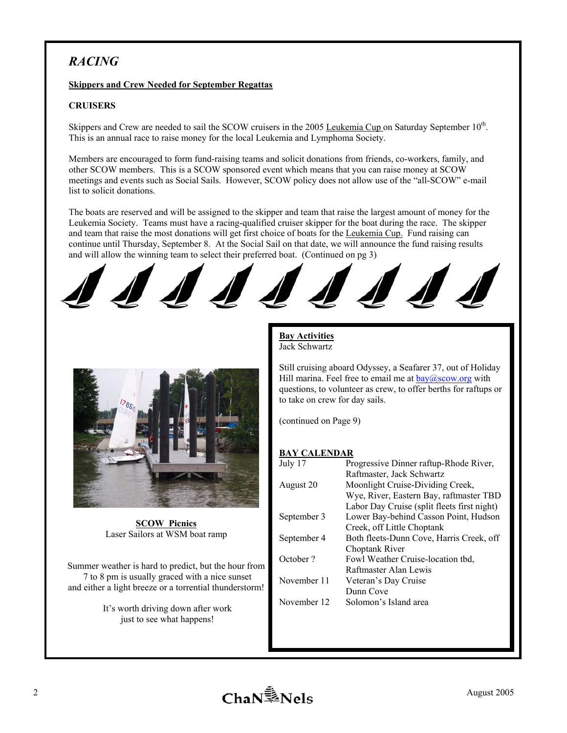## *RACING*

**Skippers and Crew Needed for September Regattas**

**CRUISERS**

Skippers and Crew are needed to sail the SCOW cruisers in the 2005 Leukemia Cup on Saturday September 10th. This is an annual race to raise money for the local Leukemia and Lymphoma Society.

Members are encouraged to form fund-raising teams and solicit donations from friends, co-workers, family, and other SCOW members. This is a SCOW sponsored event which means that you can raise money at SCOW meetings and events such as Social Sails. However, SCOW policy does not allow use of the "all-SCOW" e-mail list to solicit donations.

The boats are reserved and will be assigned to the skipper and team that raise the largest amount of money for the Leukemia Society. Teams must have a racing-qualified cruiser skipper for the boat during the race. The skipper and team that raise the most donations will get first choice of boats for the Leukemia Cup. Fund raising can continue until Thursday, September 8. At the Social Sail on that date, we will announce the fund raising results and will allow the winning team to select their preferred boat. (Continued on pg 3)

**SCOW Picnics**
Laser Sailors at WSM boat ramp

Summer weather is hard to predict, but the hour from 7 to 8 pm is usually graced with a nice sunset and either a light breeze or a torrential thunderstorm!

It's worth driving down after work just to see what happens!

**Bay Activities**
Jack Schwartz

Still cruising aboard Odyssey, a Seafarer 37, out of Holiday Hill marina. Feel free to email me at bay@scow.org with questions, to volunteer as crew, to offer berths for raftups or to take on crew for day sails.

(continued on Page 9)

**BAY CALENDAR**

| | |
|---|---|
| July 17 | Progressive Dinner raftup-Rhode River, Raftmaster, Jack Schwartz |
| August 20 | Moonlight Cruise-Dividing Creek, Wye, River, Eastern Bay, raftmaster TBD |
| | Labor Day Cruise (split fleets first night) |
| September 3 | Lower Bay-behind Casson Point, Hudson Creek, off Little Choptank |
| September 4 | Both fleets-Dunn Cove, Harris Creek, off Choptank River |
| October ? | Fowl Weather Cruise-location tbd, Raftmaster Alan Lewis |
| November 11 | Veteran's Day Cruise Dunn Cove |
| November 12 | Solomon's Island area |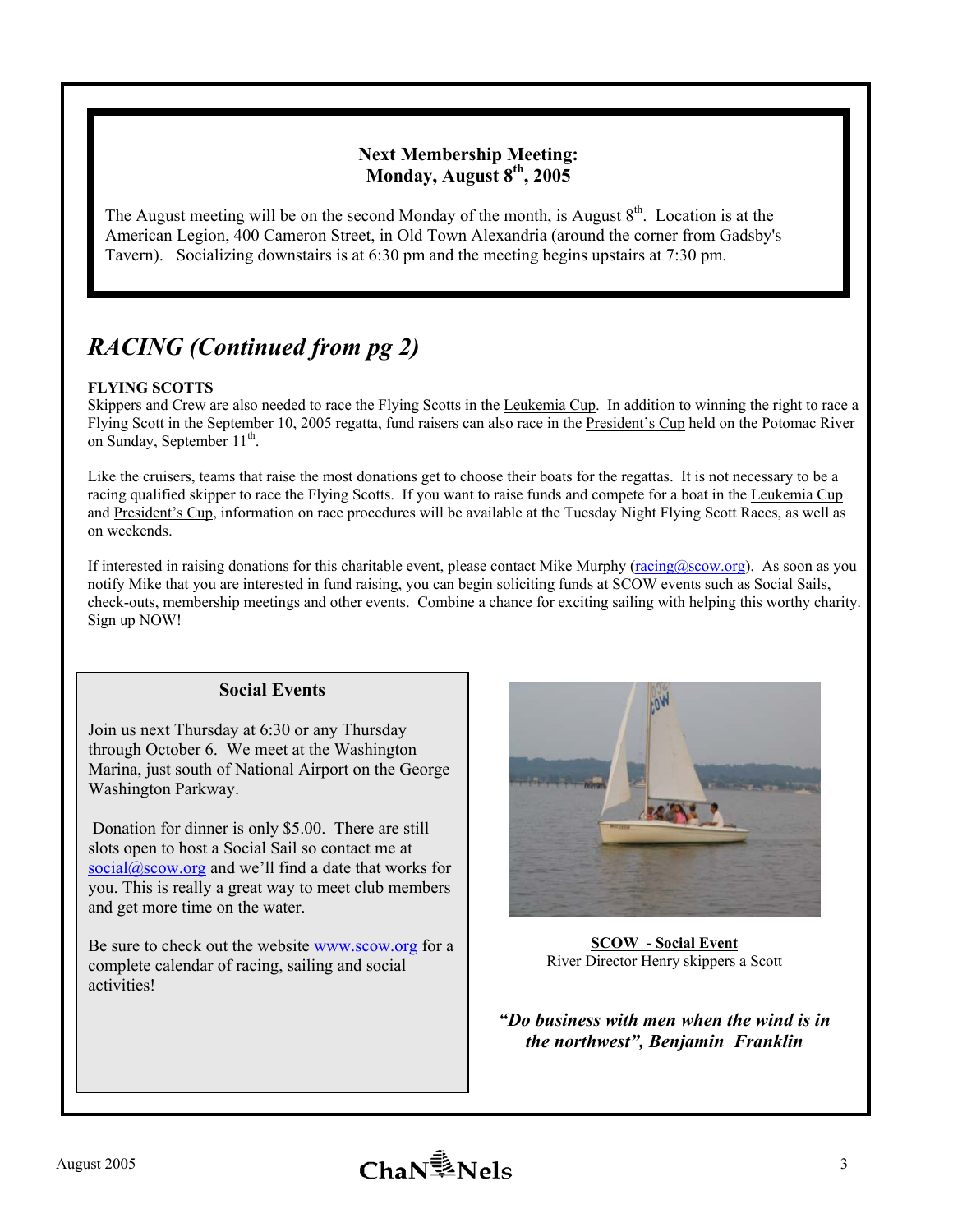**Next Membership Meeting:**
**Monday, August 8th, 2005**

The August meeting will be on the second Monday of the month, is August 8th. Location is at the American Legion, 400 Cameron Street, in Old Town Alexandria (around the corner from Gadsby's Tavern). Socializing downstairs is at 6:30 pm and the meeting begins upstairs at 7:30 pm.

## *RACING (Continued from pg 2)*

**FLYING SCOTTS**

Skippers and Crew are also needed to race the Flying Scotts in the Leukemia Cup. In addition to winning the right to race a Flying Scott in the September 10, 2005 regatta, fund raisers can also race in the President's Cup held on the Potomac River on Sunday, September 11th.

Like the cruisers, teams that raise the most donations get to choose their boats for the regattas. It is not necessary to be a racing qualified skipper to race the Flying Scotts. If you want to raise funds and compete for a boat in the Leukemia Cup and President's Cup, information on race procedures will be available at the Tuesday Night Flying Scott Races, as well as on weekends.

If interested in raising donations for this charitable event, please contact Mike Murphy (racing@scow.org). As soon as you notify Mike that you are interested in fund raising, you can begin soliciting funds at SCOW events such as Social Sails, check-outs, membership meetings and other events. Combine a chance for exciting sailing with helping this worthy charity. Sign up NOW!

### Social Events

Join us next Thursday at 6:30 or any Thursday through October 6. We meet at the Washington Marina, just south of National Airport on the George Washington Parkway.

Donation for dinner is only $5.00. There are still slots open to host a Social Sail so contact me at social@scow.org and we'll find a date that works for you. This is really a great way to meet club members and get more time on the water.

Be sure to check out the website www.scow.org for a complete calendar of racing, sailing and social activities!

**SCOW - Social Event**
River Director Henry skippers a Scott

***"Do business with men when the wind is in the northwest", Benjamin Franklin***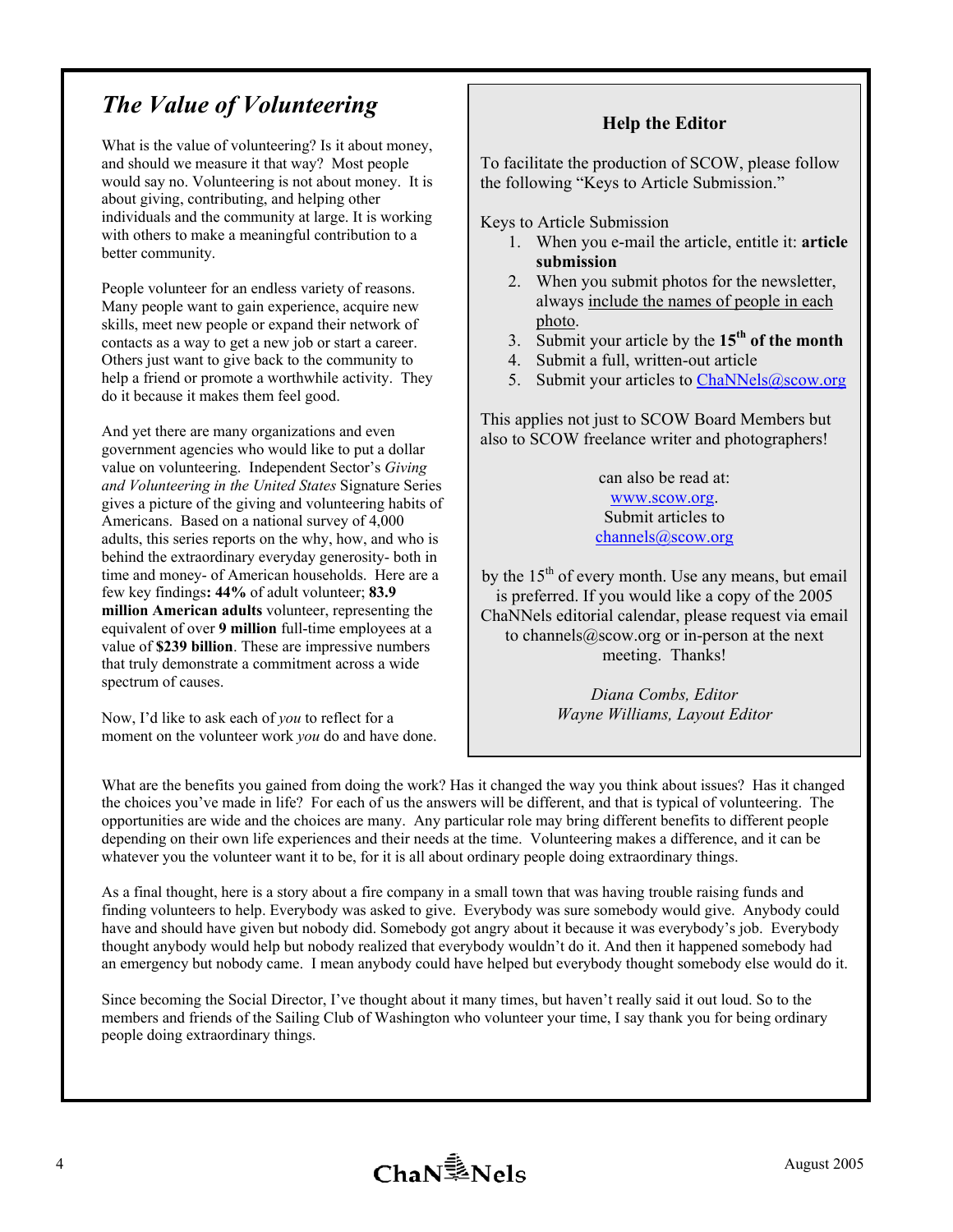## *The Value of Volunteering*

What is the value of volunteering? Is it about money, and should we measure it that way? Most people would say no. Volunteering is not about money. It is about giving, contributing, and helping other individuals and the community at large. It is working with others to make a meaningful contribution to a better community.

People volunteer for an endless variety of reasons. Many people want to gain experience, acquire new skills, meet new people or expand their network of contacts as a way to get a new job or start a career. Others just want to give back to the community to help a friend or promote a worthwhile activity. They do it because it makes them feel good.

And yet there are many organizations and even government agencies who would like to put a dollar value on volunteering. Independent Sector's *Giving and Volunteering in the United States* Signature Series gives a picture of the giving and volunteering habits of Americans. Based on a national survey of 4,000 adults, this series reports on the why, how, and who is behind the extraordinary everyday generosity- both in time and money- of American households. Here are a few key findings**:** **44%** of adult volunteer; **83.9 million American adults** volunteer, representing the equivalent of over **9 million** full-time employees at a value of **$239 billion**. These are impressive numbers that truly demonstrate a commitment across a wide spectrum of causes.

Now, I'd like to ask each of *you* to reflect for a moment on the volunteer work *you* do and have done. What are the benefits you gained from doing the work? Has it changed the way you think about issues? Has it changed the choices you've made in life? For each of us the answers will be different, and that is typical of volunteering. The opportunities are wide and the choices are many. Any particular role may bring different benefits to different people depending on their own life experiences and their needs at the time. Volunteering makes a difference, and it can be whatever you the volunteer want it to be, for it is all about ordinary people doing extraordinary things.

As a final thought, here is a story about a fire company in a small town that was having trouble raising funds and finding volunteers to help. Everybody was asked to give. Everybody was sure somebody would give. Anybody could have and should have given but nobody did. Somebody got angry about it because it was everybody's job. Everybody thought anybody would help but nobody realized that everybody wouldn't do it. And then it happened somebody had an emergency but nobody came. I mean anybody could have helped but everybody thought somebody else would do it.

Since becoming the Social Director, I've thought about it many times, but haven't really said it out loud. So to the members and friends of the Sailing Club of Washington who volunteer your time, I say thank you for being ordinary people doing extraordinary things.

---

### Help the Editor

To facilitate the production of SCOW, please follow the following "Keys to Article Submission."

Keys to Article Submission

1. When you e-mail the article, entitle it: **article submission**
2. When you submit photos for the newsletter, always include the names of people in each photo.
3. Submit your article by the **15th of the month**
4. Submit a full, written-out article
5. Submit your articles to ChaNNels@scow.org

This applies not just to SCOW Board Members but also to SCOW freelance writer and photographers!

can also be read at:
www.scow.org.
Submit articles to
channels@scow.org

by the 15th of every month. Use any means, but email is preferred. If you would like a copy of the 2005 ChaNNels editorial calendar, please request via email to channels@scow.org or in-person at the next meeting. Thanks!

*Diana Combs, Editor*
*Wayne Williams, Layout Editor*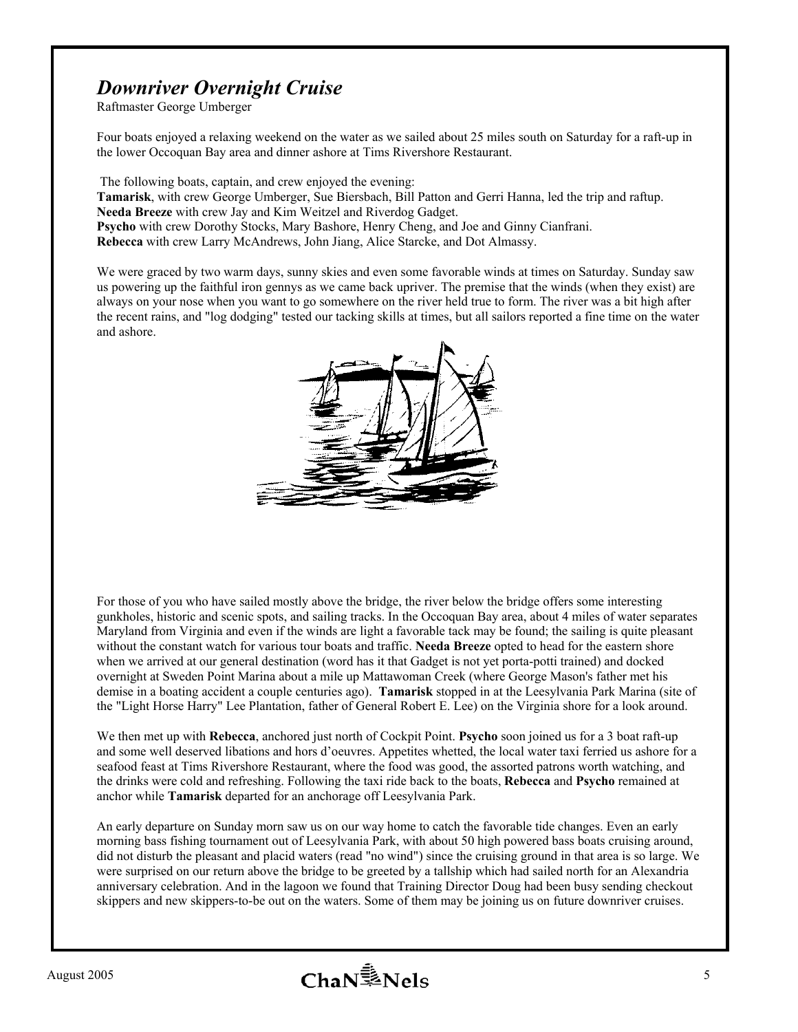# *Downriver Overnight Cruise*

Raftmaster George Umberger

Four boats enjoyed a relaxing weekend on the water as we sailed about 25 miles south on Saturday for a raft-up in the lower Occoquan Bay area and dinner ashore at Tims Rivershore Restaurant.

The following boats, captain, and crew enjoyed the evening:

**Tamarisk**, with crew George Umberger, Sue Biersbach, Bill Patton and Gerri Hanna, led the trip and raftup.
**Needa Breeze** with crew Jay and Kim Weitzel and Riverdog Gadget.
**Psycho** with crew Dorothy Stocks, Mary Bashore, Henry Cheng, and Joe and Ginny Cianfrani.
**Rebecca** with crew Larry McAndrews, John Jiang, Alice Starcke, and Dot Almassy.

We were graced by two warm days, sunny skies and even some favorable winds at times on Saturday. Sunday saw us powering up the faithful iron gennys as we came back upriver. The premise that the winds (when they exist) are always on your nose when you want to go somewhere on the river held true to form. The river was a bit high after the recent rains, and "log dodging" tested our tacking skills at times, but all sailors reported a fine time on the water and ashore.

For those of you who have sailed mostly above the bridge, the river below the bridge offers some interesting gunkholes, historic and scenic spots, and sailing tracks. In the Occoquan Bay area, about 4 miles of water separates Maryland from Virginia and even if the winds are light a favorable tack may be found; the sailing is quite pleasant without the constant watch for various tour boats and traffic. **Needa Breeze** opted to head for the eastern shore when we arrived at our general destination (word has it that Gadget is not yet porta-potti trained) and docked overnight at Sweden Point Marina about a mile up Mattawoman Creek (where George Mason's father met his demise in a boating accident a couple centuries ago). **Tamarisk** stopped in at the Leesylvania Park Marina (site of the "Light Horse Harry" Lee Plantation, father of General Robert E. Lee) on the Virginia shore for a look around.

We then met up with **Rebecca**, anchored just north of Cockpit Point. **Psycho** soon joined us for a 3 boat raft-up and some well deserved libations and hors d'oeuvres. Appetites whetted, the local water taxi ferried us ashore for a seafood feast at Tims Rivershore Restaurant, where the food was good, the assorted patrons worth watching, and the drinks were cold and refreshing. Following the taxi ride back to the boats, **Rebecca** and **Psycho** remained at anchor while **Tamarisk** departed for an anchorage off Leesylvania Park.

An early departure on Sunday morn saw us on our way home to catch the favorable tide changes. Even an early morning bass fishing tournament out of Leesylvania Park, with about 50 high powered bass boats cruising around, did not disturb the pleasant and placid waters (read "no wind") since the cruising ground in that area is so large. We were surprised on our return above the bridge to be greeted by a tallship which had sailed north for an Alexandria anniversary celebration. And in the lagoon we found that Training Director Doug had been busy sending checkout skippers and new skippers-to-be out on the waters. Some of them may be joining us on future downriver cruises.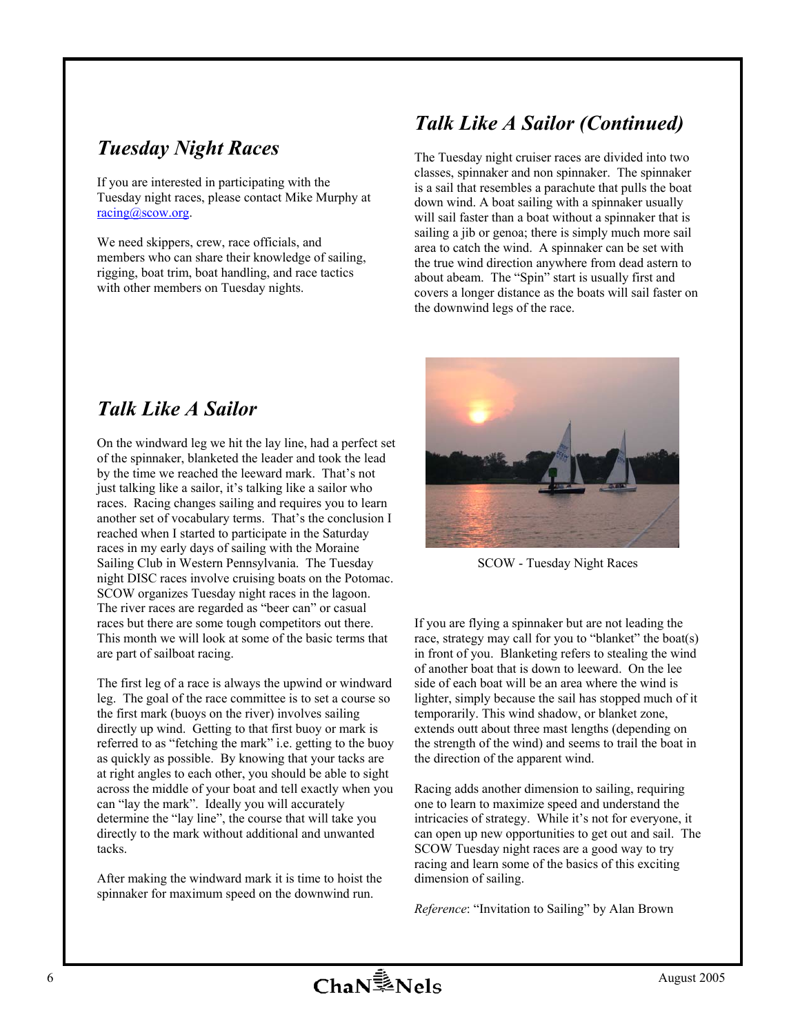## Tuesday Night Races

If you are interested in participating with the Tuesday night races, please contact Mike Murphy at racing@scow.org.

We need skippers, crew, race officials, and members who can share their knowledge of sailing, rigging, boat trim, boat handling, and race tactics with other members on Tuesday nights.

## Talk Like A Sailor

On the windward leg we hit the lay line, had a perfect set of the spinnaker, blanketed the leader and took the lead by the time we reached the leeward mark. That's not just talking like a sailor, it's talking like a sailor who races. Racing changes sailing and requires you to learn another set of vocabulary terms. That's the conclusion I reached when I started to participate in the Saturday races in my early days of sailing with the Moraine Sailing Club in Western Pennsylvania. The Tuesday night DISC races involve cruising boats on the Potomac. SCOW organizes Tuesday night races in the lagoon. The river races are regarded as "beer can" or casual races but there are some tough competitors out there. This month we will look at some of the basic terms that are part of sailboat racing.

The first leg of a race is always the upwind or windward leg. The goal of the race committee is to set a course so the first mark (buoys on the river) involves sailing directly up wind. Getting to that first buoy or mark is referred to as "fetching the mark" i.e. getting to the buoy as quickly as possible. By knowing that your tacks are at right angles to each other, you should be able to sight across the middle of your boat and tell exactly when you can "lay the mark". Ideally you will accurately determine the "lay line", the course that will take you directly to the mark without additional and unwanted tacks.

After making the windward mark it is time to hoist the spinnaker for maximum speed on the downwind run.

## Talk Like A Sailor (Continued)

The Tuesday night cruiser races are divided into two classes, spinnaker and non spinnaker. The spinnaker is a sail that resembles a parachute that pulls the boat down wind. A boat sailing with a spinnaker usually will sail faster than a boat without a spinnaker that is sailing a jib or genoa; there is simply much more sail area to catch the wind. A spinnaker can be set with the true wind direction anywhere from dead astern to about abeam. The "Spin" start is usually first and covers a longer distance as the boats will sail faster on the downwind legs of the race.

SCOW - Tuesday Night Races

If you are flying a spinnaker but are not leading the race, strategy may call for you to "blanket" the boat(s) in front of you. Blanketing refers to stealing the wind of another boat that is down to leeward. On the lee side of each boat will be an area where the wind is lighter, simply because the sail has stopped much of it temporarily. This wind shadow, or blanket zone, extends outt about three mast lengths (depending on the strength of the wind) and seems to trail the boat in the direction of the apparent wind.

Racing adds another dimension to sailing, requiring one to learn to maximize speed and understand the intricacies of strategy. While it's not for everyone, it can open up new opportunities to get out and sail. The SCOW Tuesday night races are a good way to try racing and learn some of the basics of this exciting dimension of sailing.

*Reference*: "Invitation to Sailing" by Alan Brown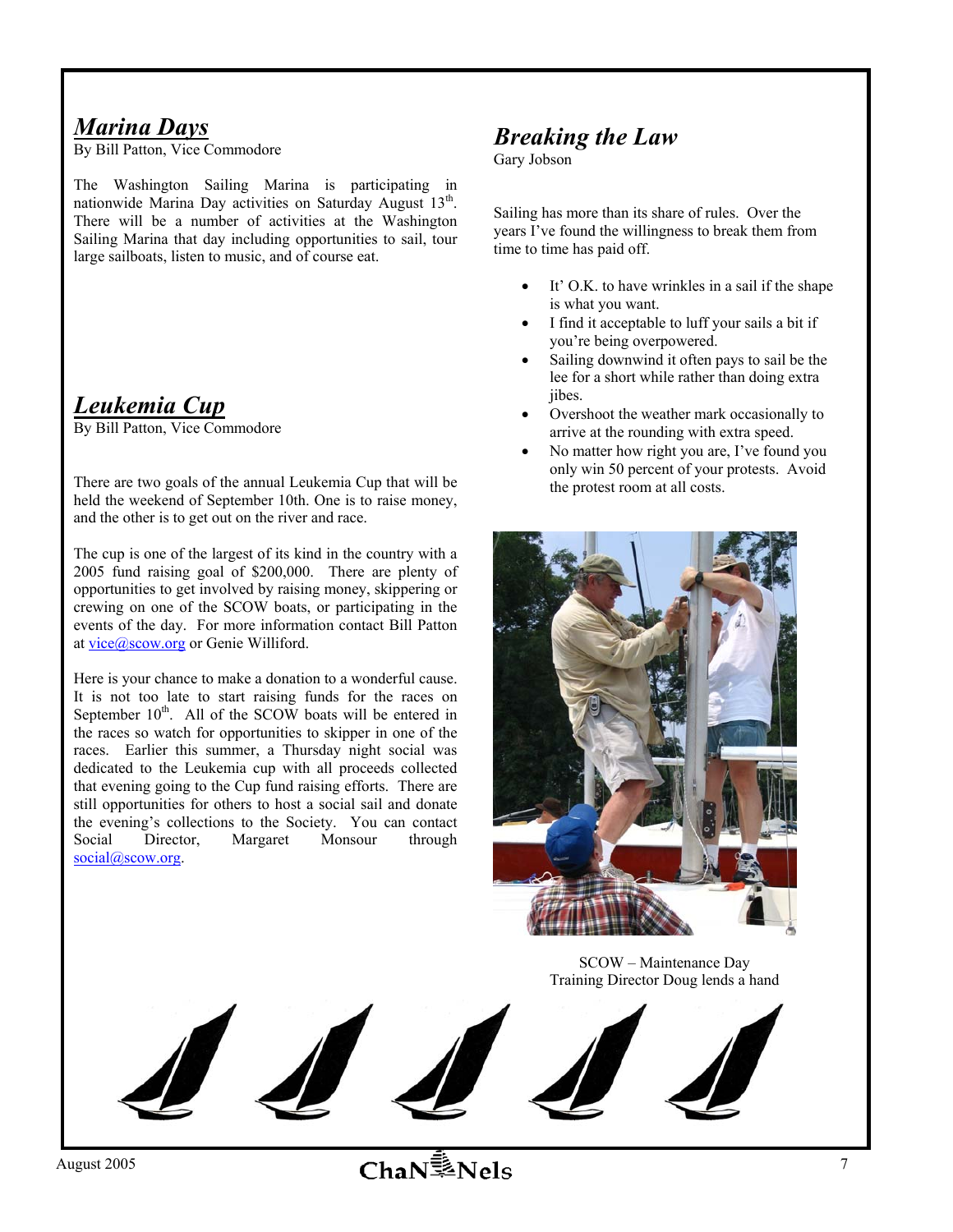## *Marina Days*

By Bill Patton, Vice Commodore

The Washington Sailing Marina is participating in nationwide Marina Day activities on Saturday August 13th. There will be a number of activities at the Washington Sailing Marina that day including opportunities to sail, tour large sailboats, listen to music, and of course eat.

## *Leukemia Cup*

By Bill Patton, Vice Commodore

There are two goals of the annual Leukemia Cup that will be held the weekend of September 10th. One is to raise money, and the other is to get out on the river and race.

The cup is one of the largest of its kind in the country with a 2005 fund raising goal of $200,000. There are plenty of opportunities to get involved by raising money, skippering or crewing on one of the SCOW boats, or participating in the events of the day. For more information contact Bill Patton at vice@scow.org or Genie Williford.

Here is your chance to make a donation to a wonderful cause. It is not too late to start raising funds for the races on September 10th. All of the SCOW boats will be entered in the races so watch for opportunities to skipper in one of the races. Earlier this summer, a Thursday night social was dedicated to the Leukemia cup with all proceeds collected that evening going to the Cup fund raising efforts. There are still opportunities for others to host a social sail and donate the evening's collections to the Society. You can contact Social Director, Margaret Monsour through social@scow.org.

## *Breaking the Law*

Gary Jobson

Sailing has more than its share of rules. Over the years I've found the willingness to break them from time to time has paid off.

- It' O.K. to have wrinkles in a sail if the shape is what you want.
- I find it acceptable to luff your sails a bit if you're being overpowered.
- Sailing downwind it often pays to sail be the lee for a short while rather than doing extra jibes.
- Overshoot the weather mark occasionally to arrive at the rounding with extra speed.
- No matter how right you are, I've found you only win 50 percent of your protests. Avoid the protest room at all costs.

SCOW – Maintenance Day
Training Director Doug lends a hand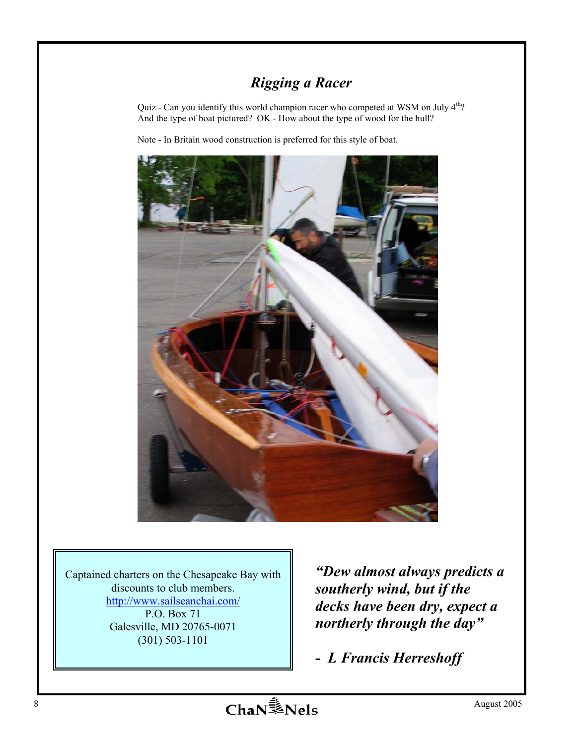## *Rigging a Racer*

Quiz - Can you identify this world champion racer who competed at WSM on July 4th? And the type of boat pictured? OK - How about the type of wood for the hull?

Note - In Britain wood construction is preferred for this style of boat.

Captained charters on the Chesapeake Bay with discounts to club members.
http://www.sailseanchai.com/
P.O. Box 71
Galesville, MD 20765-0071
(301) 503-1101

***"Dew almost always predicts a southerly wind, but if the decks have been dry, expect a northerly through the day"***

***- L Francis Herreshoff***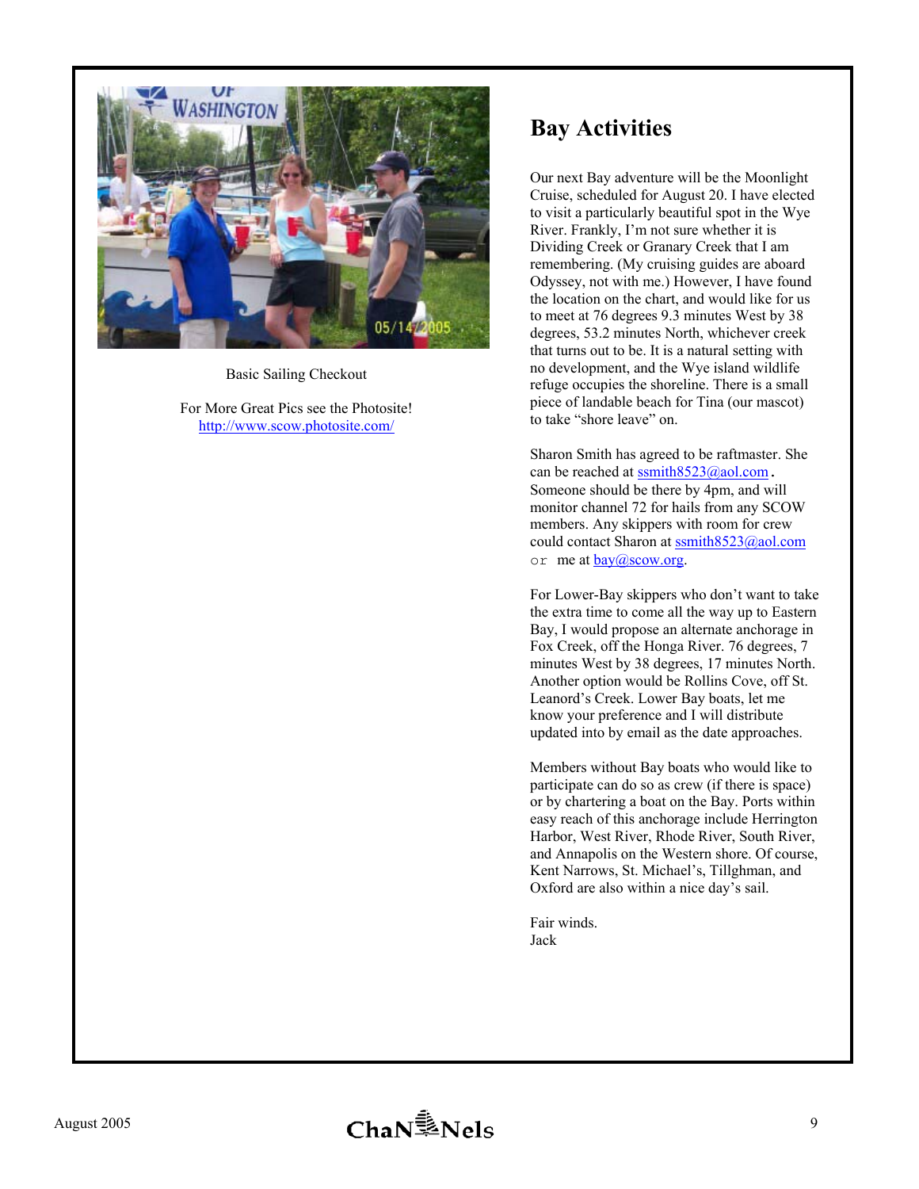Basic Sailing Checkout

For More Great Pics see the Photosite!
http://www.scow.photosite.com/

## Bay Activities

Our next Bay adventure will be the Moonlight Cruise, scheduled for August 20. I have elected to visit a particularly beautiful spot in the Wye River. Frankly, I'm not sure whether it is Dividing Creek or Granary Creek that I am remembering. (My cruising guides are aboard Odyssey, not with me.) However, I have found the location on the chart, and would like for us to meet at 76 degrees 9.3 minutes West by 38 degrees, 53.2 minutes North, whichever creek that turns out to be. It is a natural setting with no development, and the Wye island wildlife refuge occupies the shoreline. There is a small piece of landable beach for Tina (our mascot) to take "shore leave" on.

Sharon Smith has agreed to be raftmaster. She can be reached at ssmith8523@aol.com. Someone should be there by 4pm, and will monitor channel 72 for hails from any SCOW members. Any skippers with room for crew could contact Sharon at ssmith8523@aol.com or me at bay@scow.org.

For Lower-Bay skippers who don't want to take the extra time to come all the way up to Eastern Bay, I would propose an alternate anchorage in Fox Creek, off the Honga River. 76 degrees, 7 minutes West by 38 degrees, 17 minutes North. Another option would be Rollins Cove, off St. Leanord's Creek. Lower Bay boats, let me know your preference and I will distribute updated into by email as the date approaches.

Members without Bay boats who would like to participate can do so as crew (if there is space) or by chartering a boat on the Bay. Ports within easy reach of this anchorage include Herrington Harbor, West River, Rhode River, South River, and Annapolis on the Western shore. Of course, Kent Narrows, St. Michael's, Tillghman, and Oxford are also within a nice day's sail.

Fair winds.
Jack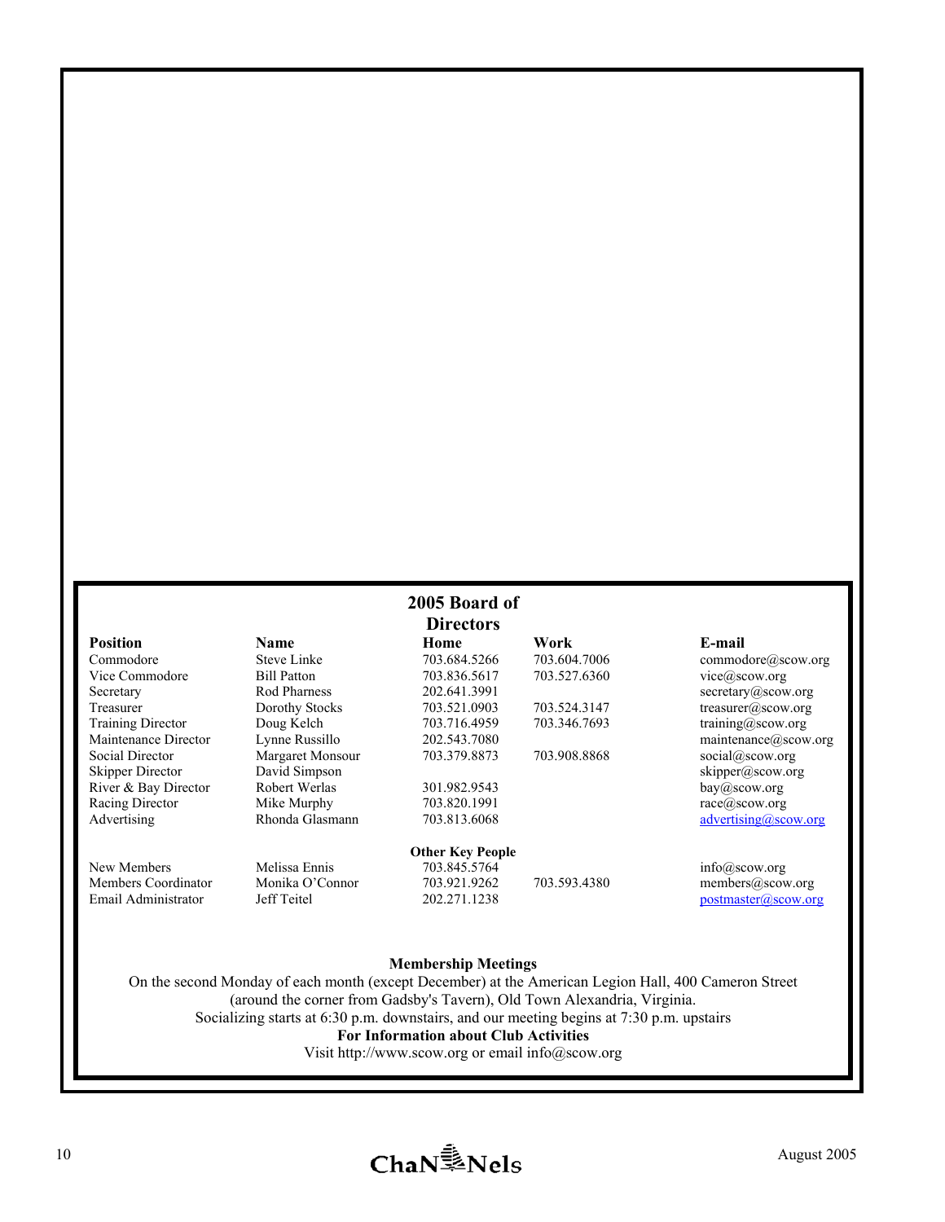## 2005 Board of Directors

| Position | Name | Home | Work | E-mail |
|---|---|---|---|---|
| Commodore | Steve Linke | 703.684.5266 | 703.604.7006 | commodore@scow.org |
| Vice Commodore | Bill Patton | 703.836.5617 | 703.527.6360 | vice@scow.org |
| Secretary | Rod Pharness | 202.641.3991 | | secretary@scow.org |
| Treasurer | Dorothy Stocks | 703.521.0903 | 703.524.3147 | treasurer@scow.org |
| Training Director | Doug Kelch | 703.716.4959 | 703.346.7693 | training@scow.org |
| Maintenance Director | Lynne Russillo | 202.543.7080 | | maintenance@scow.org |
| Social Director | Margaret Monsour | 703.379.8873 | 703.908.8868 | social@scow.org |
| Skipper Director | David Simpson | | | skipper@scow.org |
| River & Bay Director | Robert Werlas | 301.982.9543 | | bay@scow.org |
| Racing Director | Mike Murphy | 703.820.1991 | | race@scow.org |
| Advertising | Rhonda Glasmann | 703.813.6068 | | advertising@scow.org |
| | | **Other Key People** | | |
| New Members | Melissa Ennis | 703.845.5764 | | info@scow.org |
| Members Coordinator | Monika O'Connor | 703.921.9262 | 703.593.4380 | members@scow.org |
| Email Administrator | Jeff Teitel | 202.271.1238 | | postmaster@scow.org |

**Membership Meetings**

On the second Monday of each month (except December) at the American Legion Hall, 400 Cameron Street (around the corner from Gadsby's Tavern), Old Town Alexandria, Virginia.
Socializing starts at 6:30 p.m. downstairs, and our meeting begins at 7:30 p.m. upstairs

**For Information about Club Activities**

Visit http://www.scow.org or email info@scow.org